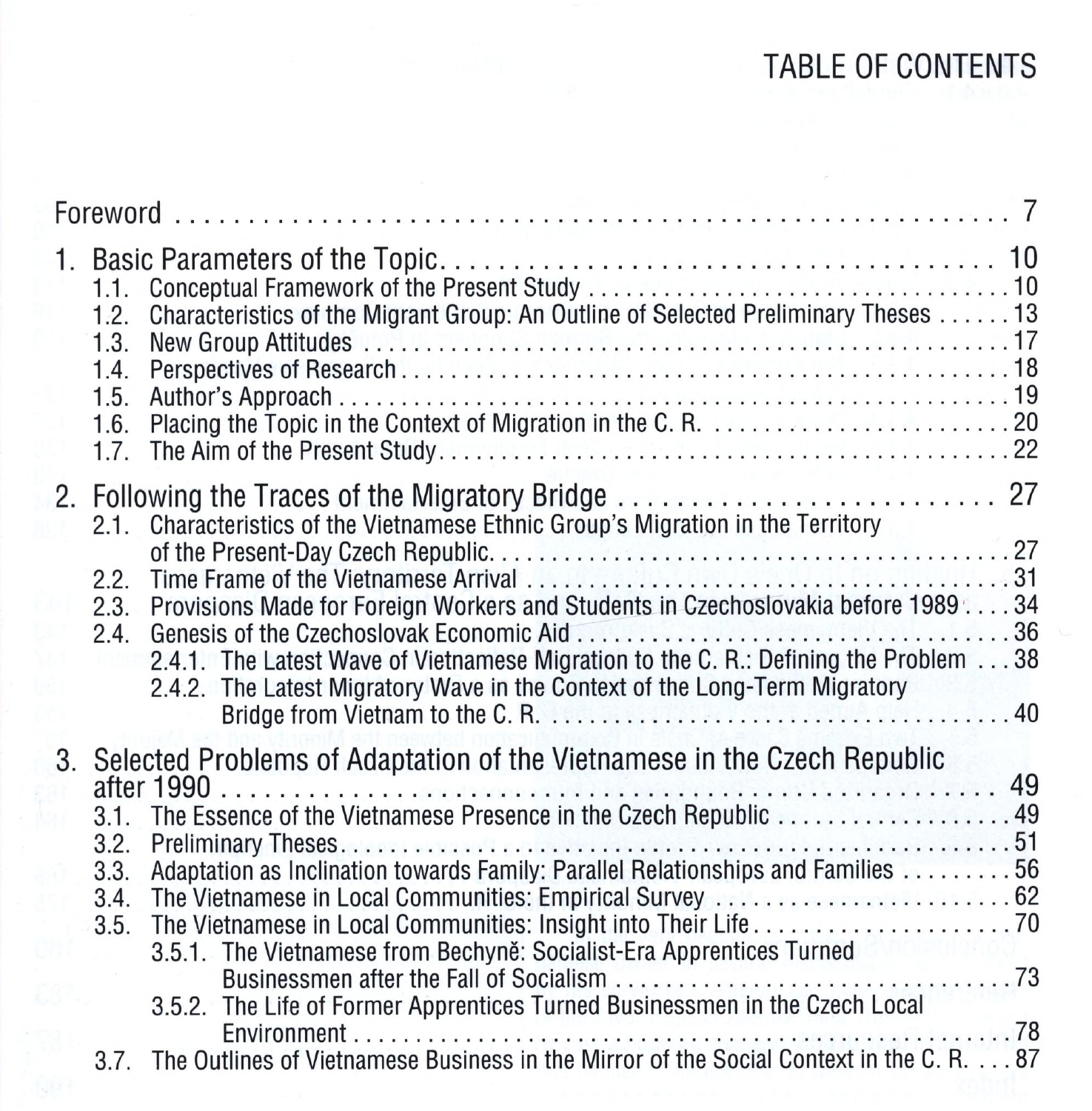# TABLE OF CONTENTS

Foreword . . . . . . . . . . . . . . . . . . . . . . . . . . . . . . . . . . . . . . . . . . . . . . . . . . . . . . 7

1. Basic Parameters of the Topic. . . . . . . . . . . . . . . . . . . . . . . . . . . . . . . . . . . . . . . . . 10
   - 1.1. Conceptual Framework of the Present Study . . . . . . . . . . . . . . . . . . . . . . . . . . . . . 10
   - 1.2. Characteristics of the Migrant Group: An Outline of Selected Preliminary Theses . . . . . . 13
   - 1.3. New Group Attitudes . . . . . . . . . . . . . . . . . . . . . . . . . . . . . . . . . . . . . . . . . . . 17
   - 1.4. Perspectives of Research . . . . . . . . . . . . . . . . . . . . . . . . . . . . . . . . . . . . . . . . . 18
   - 1.5. Author's Approach . . . . . . . . . . . . . . . . . . . . . . . . . . . . . . . . . . . . . . . . . . . . 19
   - 1.6. Placing the Topic in the Context of Migration in the C. R. . . . . . . . . . . . . . . . . . . . . . 20
   - 1.7. The Aim of the Present Study. . . . . . . . . . . . . . . . . . . . . . . . . . . . . . . . . . . . . . 22

2. Following the Traces of the Migratory Bridge . . . . . . . . . . . . . . . . . . . . . . . . . . . . . 27
   - 2.1. Characteristics of the Vietnamese Ethnic Group's Migration in the Territory of the Present-Day Czech Republic. . . . . . . . . . . . . . . . . . . . . . . . . . . . . . . . . . . . . . . 27
   - 2.2. Time Frame of the Vietnamese Arrival . . . . . . . . . . . . . . . . . . . . . . . . . . . . . . . . 31
   - 2.3. Provisions Made for Foreign Workers and Students in Czechoslovakia before 1989 . . . . 34
   - 2.4. Genesis of the Czechoslovak Economic Aid . . . . . . . . . . . . . . . . . . . . . . . . . . . . . 36
     - 2.4.1. The Latest Wave of Vietnamese Migration to the C. R.: Defining the Problem . . . 38
     - 2.4.2. The Latest Migratory Wave in the Context of the Long-Term Migratory Bridge from Vietnam to the C. R. . . . . . . . . . . . . . . . . . . . . . . . . . . . . . . . . . . . . . . 40

3. Selected Problems of Adaptation of the Vietnamese in the Czech Republic after 1990 . . . . . . . . . . . . . . . . . . . . . . . . . . . . . . . . . . . . . . . . . . . . . . . . . . . . . 49
   - 3.1. The Essence of the Vietnamese Presence in the Czech Republic . . . . . . . . . . . . . . . . . 49
   - 3.2. Preliminary Theses. . . . . . . . . . . . . . . . . . . . . . . . . . . . . . . . . . . . . . . . . . . . . 51
   - 3.3. Adaptation as Inclination towards Family: Parallel Relationships and Families . . . . . . . . 56
   - 3.4. The Vietnamese in Local Communities: Empirical Survey . . . . . . . . . . . . . . . . . . . . . 62
   - 3.5. The Vietnamese in Local Communities: Insight into Their Life. . . . . . . . . . . . . . . . . . . 70
     - 3.5.1. The Vietnamese from Bechyně: Socialist-Era Apprentices Turned Businessmen after the Fall of Socialism . . . . . . . . . . . . . . . . . . . . . . . . . . . . . . . . . . . . 73
     - 3.5.2. The Life of Former Apprentices Turned Businessmen in the Czech Local Environment . . . . . . . . . . . . . . . . . . . . . . . . . . . . . . . . . . . . . . . . . . . . . . 78
   - 3.7. The Outlines of Vietnamese Business in the Mirror of the Social Context in the C. R. . . . 87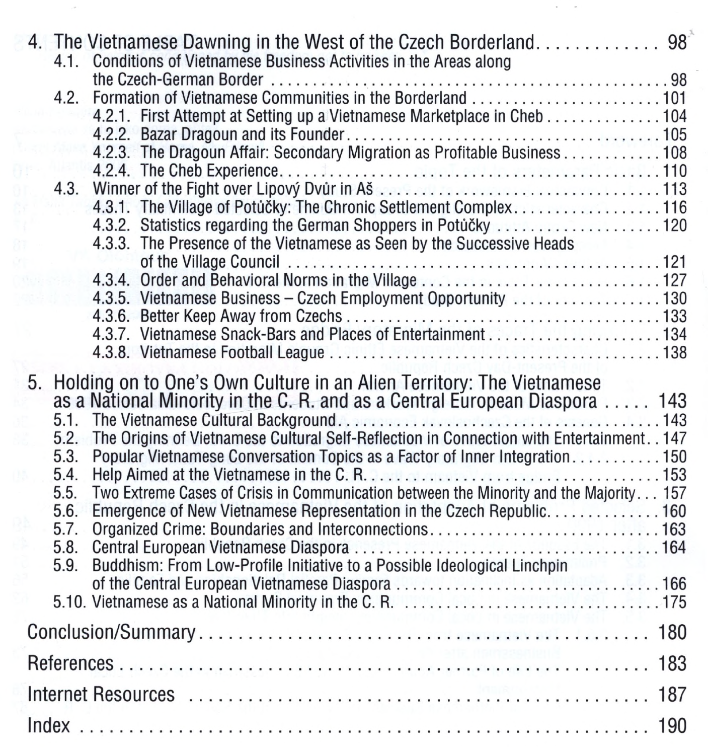4. The Vietnamese Dawning in the West of the Czech Borderland . . . . . . . . . . . . 98
   4.1. Conditions of Vietnamese Business Activities in the Areas along the Czech-German Border . . . . . . . . . . 98
   4.2. Formation of Vietnamese Communities in the Borderland . . . . . . . . . . 101
      4.2.1. First Attempt at Setting up a Vietnamese Marketplace in Cheb . . . . . . . . . . 104
      4.2.2. Bazar Dragoun and its Founder . . . . . . . . . . 105
      4.2.3. The Dragoun Affair: Secondary Migration as Profitable Business . . . . . . . . . . 108
      4.2.4. The Cheb Experience . . . . . . . . . . 110
   4.3. Winner of the Fight over Lipový Dvůr in Aš . . . . . . . . . . 113
      4.3.1. The Village of Potůčky: The Chronic Settlement Complex . . . . . . . . . . 116
      4.3.2. Statistics regarding the German Shoppers in Potůčky . . . . . . . . . . 120
      4.3.3. The Presence of the Vietnamese as Seen by the Successive Heads of the Village Council . . . . . . . . . . 121
      4.3.4. Order and Behavioral Norms in the Village . . . . . . . . . . 127
      4.3.5. Vietnamese Business – Czech Employment Opportunity . . . . . . . . . . 130
      4.3.6. Better Keep Away from Czechs . . . . . . . . . . 133
      4.3.7. Vietnamese Snack-Bars and Places of Entertainment . . . . . . . . . . 134
      4.3.8. Vietnamese Football League . . . . . . . . . . 138

5. Holding on to One's Own Culture in an Alien Territory: The Vietnamese as a National Minority in the C. R. and as a Central European Diaspora . . . . . 143
   5.1. The Vietnamese Cultural Background . . . . . . . . . . 143
   5.2. The Origins of Vietnamese Cultural Self-Reflection in Connection with Entertainment . . 147
   5.3. Popular Vietnamese Conversation Topics as a Factor of Inner Integration . . . . . . . . . . 150
   5.4. Help Aimed at the Vietnamese in the C. R. . . . . . . . . . . 153
   5.5. Two Extreme Cases of Crisis in Communication between the Minority and the Majority . . . 157
   5.6. Emergence of New Vietnamese Representation in the Czech Republic . . . . . . . . . . 160
   5.7. Organized Crime: Boundaries and Interconnections . . . . . . . . . . 163
   5.8. Central European Vietnamese Diaspora . . . . . . . . . . 164
   5.9. Buddhism: From Low-Profile Initiative to a Possible Ideological Linchpin of the Central European Vietnamese Diaspora . . . . . . . . . . 166
   5.10. Vietnamese as a National Minority in the C. R. . . . . . . . . . . 175

Conclusion/Summary . . . . . . . . . . 180

References . . . . . . . . . . 183

Internet Resources . . . . . . . . . . 187

Index . . . . . . . . . . 190